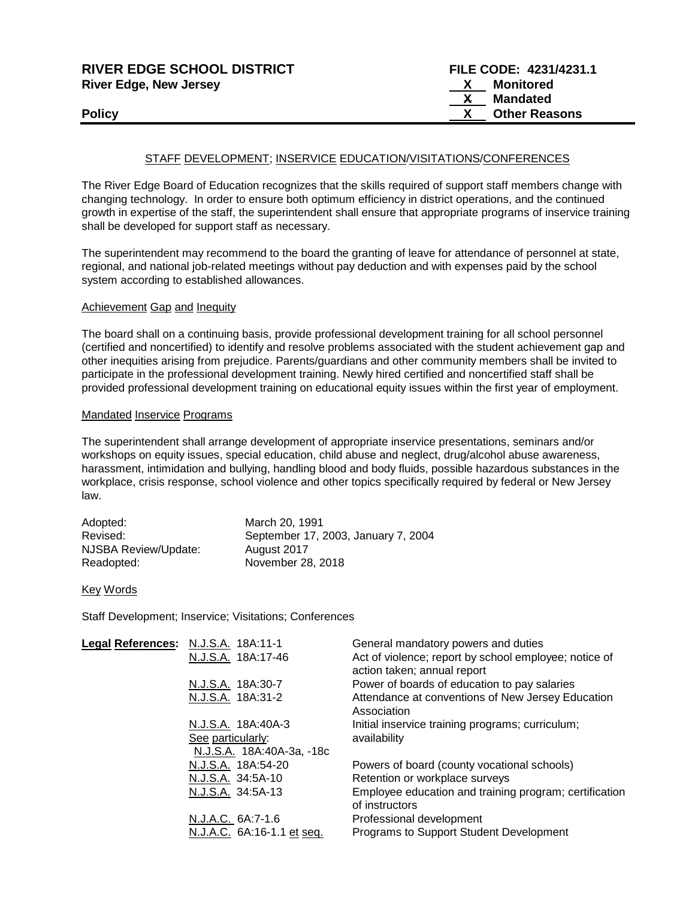**RIVER EDGE SCHOOL DISTRICT**
**River Edge, New Jersey**

**Policy**

**FILE CODE: 4231/4231.1**
**X Monitored**
**X Mandated**
**X Other Reasons**

## STAFF DEVELOPMENT; INSERVICE EDUCATION/VISITATIONS/CONFERENCES

The River Edge Board of Education recognizes that the skills required of support staff members change with changing technology. In order to ensure both optimum efficiency in district operations, and the continued growth in expertise of the staff, the superintendent shall ensure that appropriate programs of inservice training shall be developed for support staff as necessary.

The superintendent may recommend to the board the granting of leave for attendance of personnel at state, regional, and national job-related meetings without pay deduction and with expenses paid by the school system according to established allowances.

### Achievement Gap and Inequity

The board shall on a continuing basis, provide professional development training for all school personnel (certified and noncertified) to identify and resolve problems associated with the student achievement gap and other inequities arising from prejudice. Parents/guardians and other community members shall be invited to participate in the professional development training. Newly hired certified and noncertified staff shall be provided professional development training on educational equity issues within the first year of employment.

### Mandated Inservice Programs

The superintendent shall arrange development of appropriate inservice presentations, seminars and/or workshops on equity issues, special education, child abuse and neglect, drug/alcohol abuse awareness, harassment, intimidation and bullying, handling blood and body fluids, possible hazardous substances in the workplace, crisis response, school violence and other topics specifically required by federal or New Jersey law.

| | |
|---|---|
| Adopted: | March 20, 1991 |
| Revised: | September 17, 2003, January 7, 2004 |
| NJSBA Review/Update: | August 2017 |
| Readopted: | November 28, 2018 |

### Key Words

Staff Development; Inservice; Visitations; Conferences

| **Legal References:** | | |
|---|---|---|
| | N.J.S.A. 18A:11-1 | General mandatory powers and duties |
| | N.J.S.A. 18A:17-46 | Act of violence; report by school employee; notice of action taken; annual report |
| | N.J.S.A. 18A:30-7 | Power of boards of education to pay salaries |
| | N.J.S.A. 18A:31-2 | Attendance at conventions of New Jersey Education Association |
| | N.J.S.A. 18A:40A-3 See particularly: N.J.S.A. 18A:40A-3a, -18c | Initial inservice training programs; curriculum; availability |
| | N.J.S.A. 18A:54-20 | Powers of board (county vocational schools) |
| | N.J.S.A. 34:5A-10 | Retention or workplace surveys |
| | N.J.S.A. 34:5A-13 | Employee education and training program; certification of instructors |
| | N.J.A.C. 6A:7-1.6 | Professional development |
| | N.J.A.C. 6A:16-1.1 et seq. | Programs to Support Student Development |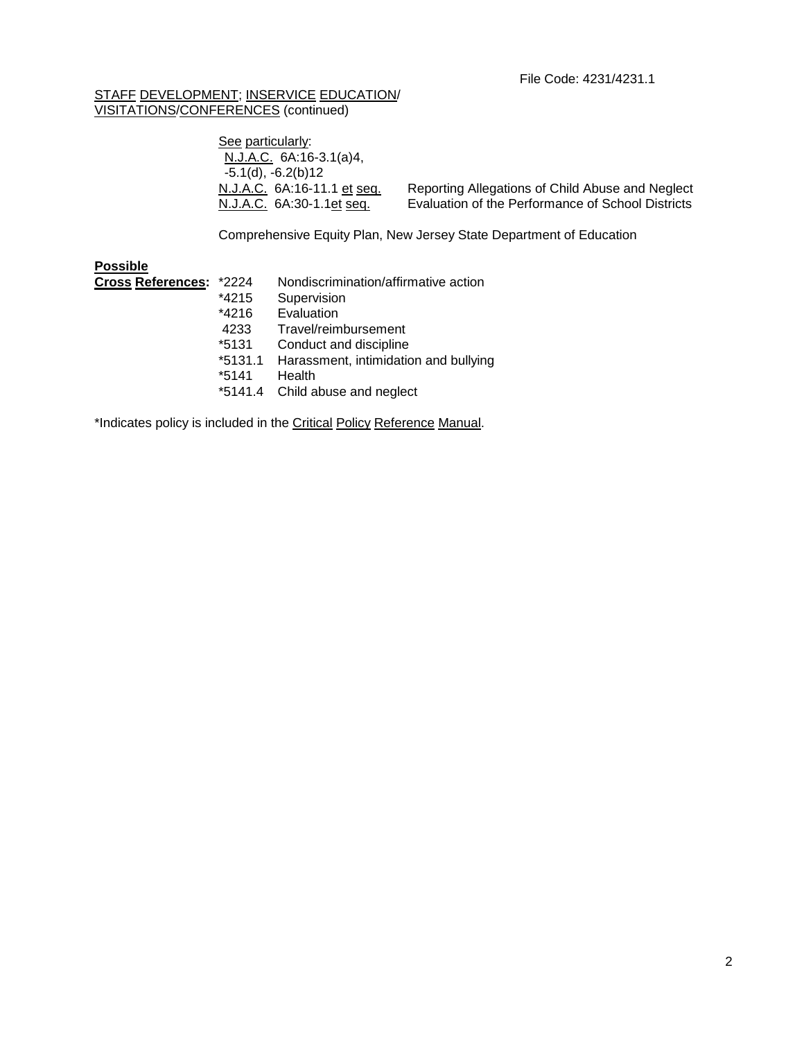File Code: 4231/4231.1

STAFF DEVELOPMENT; INSERVICE EDUCATION/ VISITATIONS/CONFERENCES (continued)

See particularly:
N.J.A.C. 6A:16-3.1(a)4,
-5.1(d), -6.2(b)12

| | |
|---|---|
| N.J.A.C. 6A:16-11.1 et seq. | Reporting Allegations of Child Abuse and Neglect |
| N.J.A.C. 6A:30-1.1et seq. | Evaluation of the Performance of School Districts |

Comprehensive Equity Plan, New Jersey State Department of Education

**Possible Cross References:**

| | |
|---|---|
| *2224 | Nondiscrimination/affirmative action |
| *4215 | Supervision |
| *4216 | Evaluation |
| 4233 | Travel/reimbursement |
| *5131 | Conduct and discipline |
| *5131.1 | Harassment, intimidation and bullying |
| *5141 | Health |
| *5141.4 | Child abuse and neglect |

*Indicates policy is included in the Critical Policy Reference Manual.